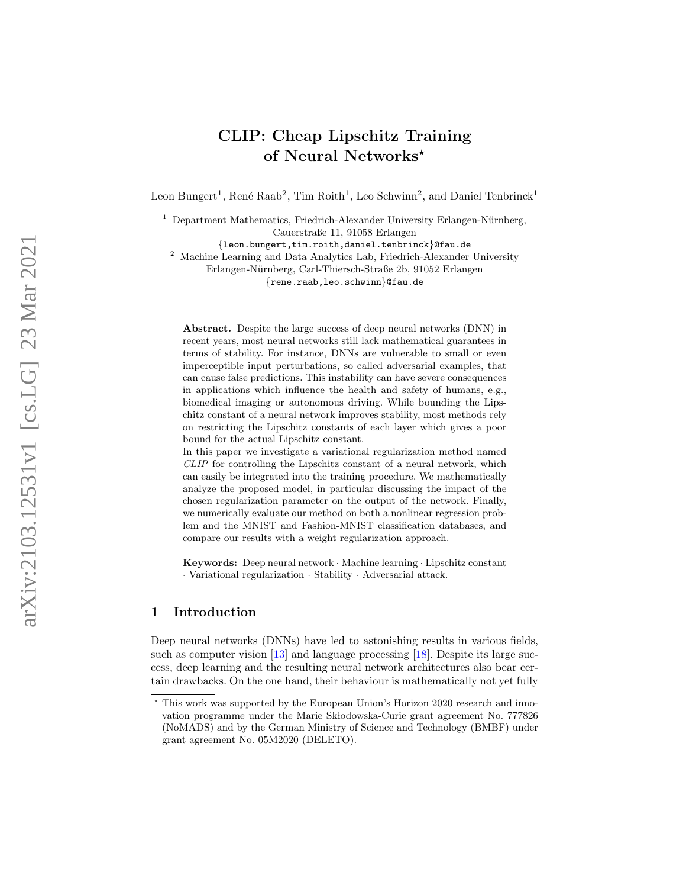# CLIP: Cheap Lipschitz Training of Neural Networks*

Leon Bungert[1], René Raab[2], Tim Roith[1], Leo Schwinn[2], and Daniel Tenbrinck[1]

[1] Department Mathematics, Friedrich-Alexander University Erlangen-Nürnberg, Cauerstraße 11, 91058 Erlangen
{leon.bungert,tim.roith,daniel.tenbrinck}@fau.de

[2] Machine Learning and Data Analytics Lab, Friedrich-Alexander University Erlangen-Nürnberg, Carl-Thiersch-Straße 2b, 91052 Erlangen
{rene.raab,leo.schwinn}@fau.de

**Abstract.** Despite the large success of deep neural networks (DNN) in recent years, most neural networks still lack mathematical guarantees in terms of stability. For instance, DNNs are vulnerable to small or even imperceptible input perturbations, so called adversarial examples, that can cause false predictions. This instability can have severe consequences in applications which influence the health and safety of humans, e.g., biomedical imaging or autonomous driving. While bounding the Lipschitz constant of a neural network improves stability, most methods rely on restricting the Lipschitz constants of each layer which gives a poor bound for the actual Lipschitz constant.

In this paper we investigate a variational regularization method named *CLIP* for controlling the Lipschitz constant of a neural network, which can easily be integrated into the training procedure. We mathematically analyze the proposed model, in particular discussing the impact of the chosen regularization parameter on the output of the network. Finally, we numerically evaluate our method on both a nonlinear regression problem and the MNIST and Fashion-MNIST classification databases, and compare our results with a weight regularization approach.

**Keywords:** Deep neural network · Machine learning · Lipschitz constant · Variational regularization · Stability · Adversarial attack.

## 1 Introduction

Deep neural networks (DNNs) have led to astonishing results in various fields, such as computer vision [13] and language processing [18]. Despite its large success, deep learning and the resulting neural network architectures also bear certain drawbacks. On the one hand, their behaviour is mathematically not yet fully

---

* This work was supported by the European Union's Horizon 2020 research and innovation programme under the Marie Skłodowska-Curie grant agreement No. 777826 (NoMADS) and by the German Ministry of Science and Technology (BMBF) under grant agreement No. 05M2020 (DELETO).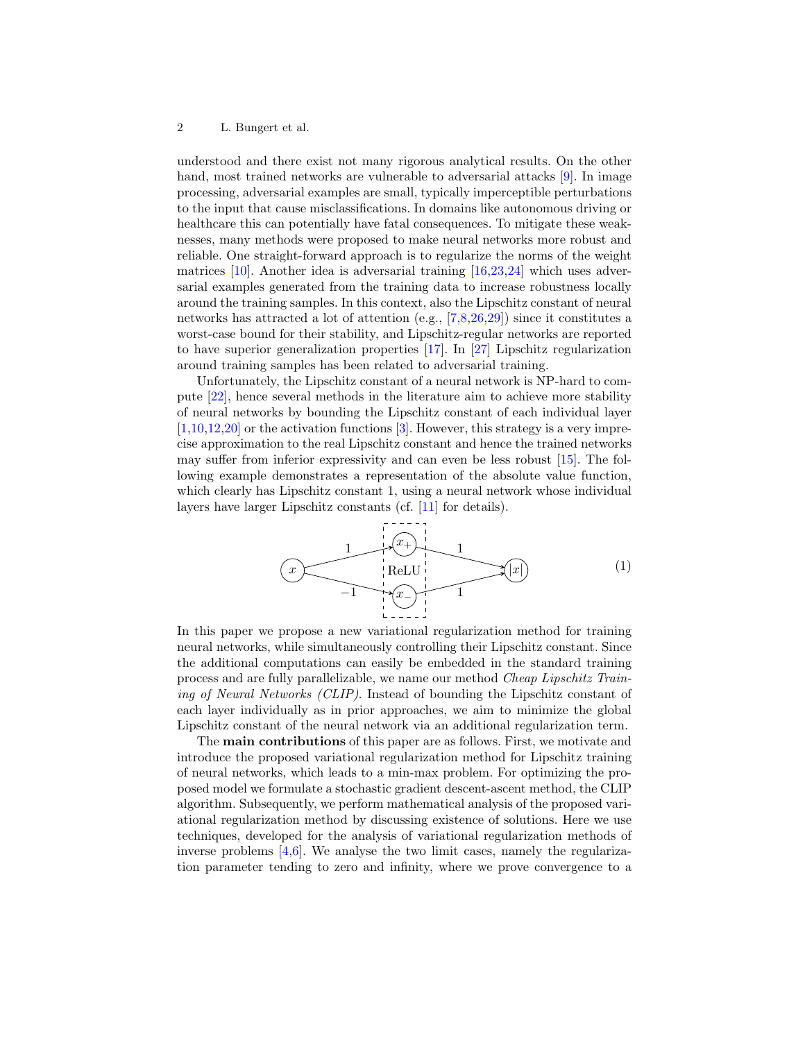understood and there exist not many rigorous analytical results. On the other hand, most trained networks are vulnerable to adversarial attacks [9]. In image processing, adversarial examples are small, typically imperceptible perturbations to the input that cause misclassifications. In domains like autonomous driving or healthcare this can potentially have fatal consequences. To mitigate these weaknesses, many methods were proposed to make neural networks more robust and reliable. One straight-forward approach is to regularize the norms of the weight matrices [10]. Another idea is adversarial training [16,23,24] which uses adversarial examples generated from the training data to increase robustness locally around the training samples. In this context, also the Lipschitz constant of neural networks has attracted a lot of attention (e.g., [7,8,26,29]) since it constitutes a worst-case bound for their stability, and Lipschitz-regular networks are reported to have superior generalization properties [17]. In [27] Lipschitz regularization around training samples has been related to adversarial training.

Unfortunately, the Lipschitz constant of a neural network is NP-hard to compute [22], hence several methods in the literature aim to achieve more stability of neural networks by bounding the Lipschitz constant of each individual layer [1,10,12,20] or the activation functions [3]. However, this strategy is a very imprecise approximation to the real Lipschitz constant and hence the trained networks may suffer from inferior expressivity and can even be less robust [15]. The following example demonstrates a representation of the absolute value function, which clearly has Lipschitz constant 1, using a neural network whose individual layers have larger Lipschitz constants (cf. [11] for details).

In this paper we propose a new variational regularization method for training neural networks, while simultaneously controlling their Lipschitz constant. Since the additional computations can easily be embedded in the standard training process and are fully parallelizable, we name our method *Cheap Lipschitz Training of Neural Networks (CLIP)*. Instead of bounding the Lipschitz constant of each layer individually as in prior approaches, we aim to minimize the global Lipschitz constant of the neural network via an additional regularization term.

The **main contributions** of this paper are as follows. First, we motivate and introduce the proposed variational regularization method for Lipschitz training of neural networks, which leads to a min-max problem. For optimizing the proposed model we formulate a stochastic gradient descent-ascent method, the CLIP algorithm. Subsequently, we perform mathematical analysis of the proposed variational regularization method by discussing existence of solutions. Here we use techniques, developed for the analysis of variational regularization methods of inverse problems [4,6]. We analyse the two limit cases, namely the regularization parameter tending to zero and infinity, where we prove convergence to a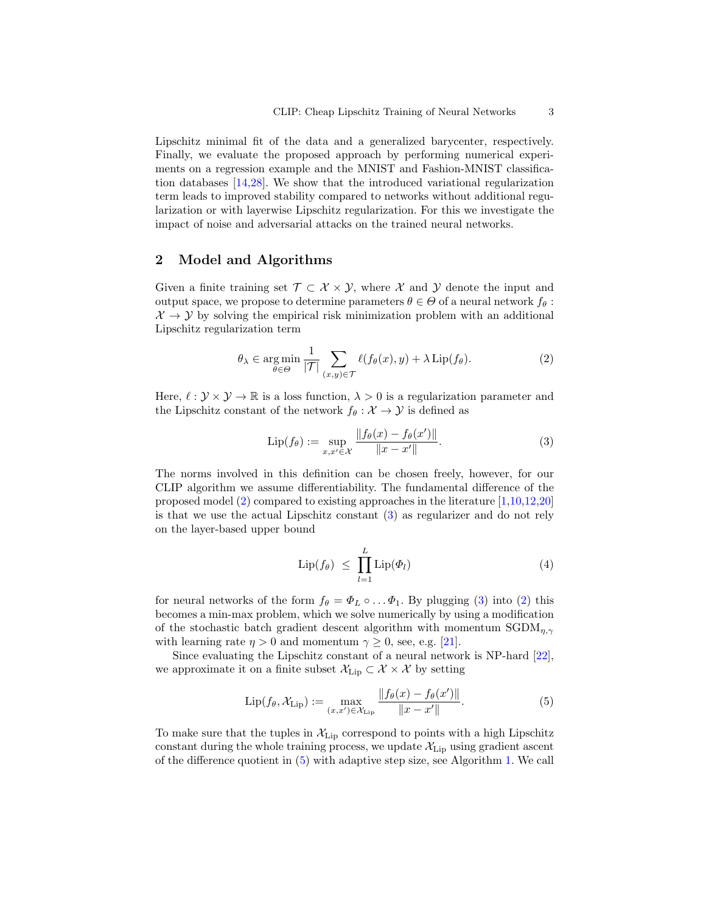Lipschitz minimal fit of the data and a generalized barycenter, respectively. Finally, we evaluate the proposed approach by performing numerical experiments on a regression example and the MNIST and Fashion-MNIST classification databases [14,28]. We show that the introduced variational regularization term leads to improved stability compared to networks without additional regularization or with layerwise Lipschitz regularization. For this we investigate the impact of noise and adversarial attacks on the trained neural networks.

## 2 Model and Algorithms

Given a finite training set $\mathcal{T} \subset \mathcal{X} \times \mathcal{Y}$, where $\mathcal{X}$ and $\mathcal{Y}$ denote the input and output space, we propose to determine parameters $\theta \in \Theta$ of a neural network $f_\theta : \mathcal{X} \to \mathcal{Y}$ by solving the empirical risk minimization problem with an additional Lipschitz regularization term

$$\theta_\lambda \in \operatorname*{arg\,min}_{\theta \in \Theta} \frac{1}{|\mathcal{T}|} \sum_{(x,y)\in\mathcal{T}} \ell(f_\theta(x), y) + \lambda \operatorname{Lip}(f_\theta). \tag{2}$$

Here, $\ell : \mathcal{Y} \times \mathcal{Y} \to \mathbb{R}$ is a loss function, $\lambda > 0$ is a regularization parameter and the Lipschitz constant of the network $f_\theta : \mathcal{X} \to \mathcal{Y}$ is defined as

$$\operatorname{Lip}(f_\theta) := \sup_{x,x' \in \mathcal{X}} \frac{\|f_\theta(x) - f_\theta(x')\|}{\|x - x'\|}. \tag{3}$$

The norms involved in this definition can be chosen freely, however, for our CLIP algorithm we assume differentiability. The fundamental difference of the proposed model (2) compared to existing approaches in the literature [1,10,12,20] is that we use the actual Lipschitz constant (3) as regularizer and do not rely on the layer-based upper bound

$$\operatorname{Lip}(f_\theta) \;\leq\; \prod_{l=1}^{L} \operatorname{Lip}(\Phi_l) \tag{4}$$

for neural networks of the form $f_\theta = \Phi_L \circ \ldots \Phi_1$. By plugging (3) into (2) this becomes a min-max problem, which we solve numerically by using a modification of the stochastic batch gradient descent algorithm with momentum $\text{SGDM}_{\eta,\gamma}$ with learning rate $\eta > 0$ and momentum $\gamma \geq 0$, see, e.g. [21].

Since evaluating the Lipschitz constant of a neural network is NP-hard [22], we approximate it on a finite subset $\mathcal{X}_{\text{Lip}} \subset \mathcal{X} \times \mathcal{X}$ by setting

$$\operatorname{Lip}(f_\theta, \mathcal{X}_{\text{Lip}}) := \max_{(x,x')\in\mathcal{X}_{\text{Lip}}} \frac{\|f_\theta(x) - f_\theta(x')\|}{\|x - x'\|}. \tag{5}$$

To make sure that the tuples in $\mathcal{X}_{\text{Lip}}$ correspond to points with a high Lipschitz constant during the whole training process, we update $\mathcal{X}_{\text{Lip}}$ using gradient ascent of the difference quotient in (5) with adaptive step size, see Algorithm 1. We call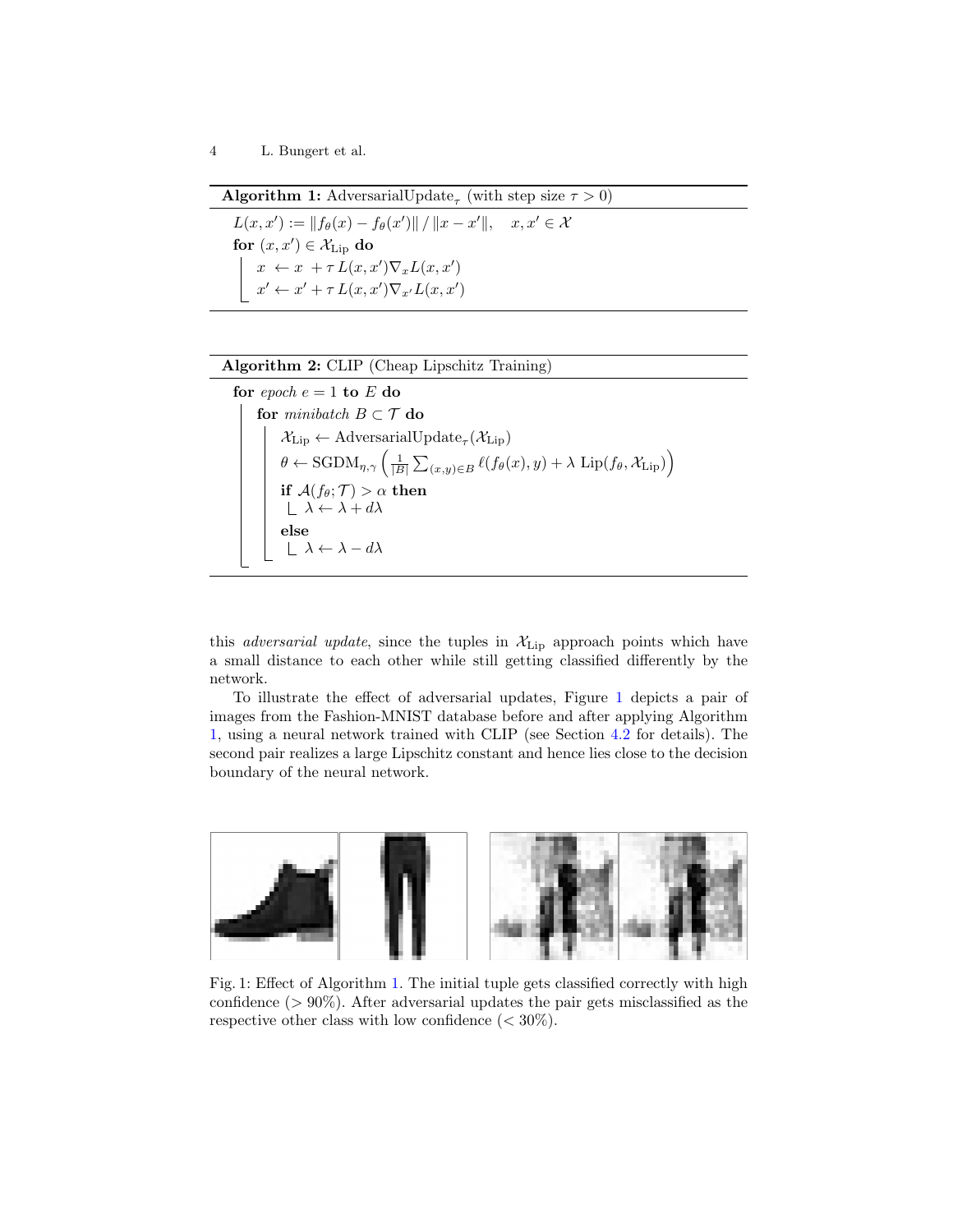**Algorithm 1:** AdversarialUpdate$_\tau$ (with step size $\tau > 0$)

$L(x, x') := \|f_\theta(x) - f_\theta(x')\| \,/\, \|x - x'\|, \quad x, x' \in \mathcal{X}$

**for** $(x, x') \in \mathcal{X}_{\text{Lip}}$ **do**

  $x \leftarrow x + \tau\, L(x, x') \nabla_x L(x, x')$

  $x' \leftarrow x' + \tau\, L(x, x') \nabla_{x'} L(x, x')$

**Algorithm 2:** CLIP (Cheap Lipschitz Training)

**for** *epoch* $e = 1$ **to** $E$ **do**

  **for** *minibatch* $B \subset \mathcal{T}$ **do**

    $\mathcal{X}_{\text{Lip}} \leftarrow \text{AdversarialUpdate}_\tau(\mathcal{X}_{\text{Lip}})$

    $\theta \leftarrow \text{SGDM}_{\eta,\gamma}\left( \frac{1}{|B|} \sum_{(x,y) \in B} \ell(f_\theta(x), y) + \lambda \, \text{Lip}(f_\theta, \mathcal{X}_{\text{Lip}}) \right)$

    **if** $\mathcal{A}(f_\theta; \mathcal{T}) > \alpha$ **then**

      $\lambda \leftarrow \lambda + d\lambda$

    **else**

      $\lambda \leftarrow \lambda - d\lambda$

this *adversarial update*, since the tuples in $\mathcal{X}_{\text{Lip}}$ approach points which have a small distance to each other while still getting classified differently by the network.

To illustrate the effect of adversarial updates, Figure 1 depicts a pair of images from the Fashion-MNIST database before and after applying Algorithm 1, using a neural network trained with CLIP (see Section 4.2 for details). The second pair realizes a large Lipschitz constant and hence lies close to the decision boundary of the neural network.

Fig. 1: Effect of Algorithm 1. The initial tuple gets classified correctly with high confidence ($> 90\%$). After adversarial updates the pair gets misclassified as the respective other class with low confidence ($< 30\%$).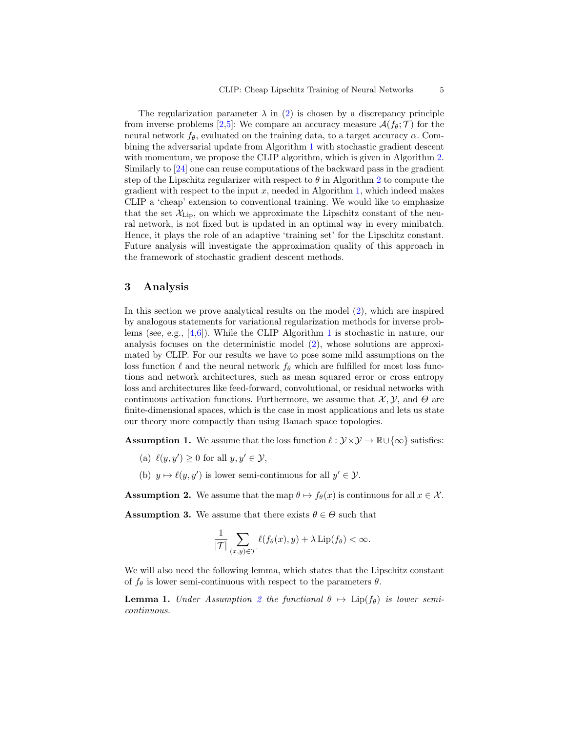The regularization parameter $\lambda$ in (2) is chosen by a discrepancy principle from inverse problems [2,5]: We compare an accuracy measure $\mathcal{A}(f_\theta; \mathcal{T})$ for the neural network $f_\theta$, evaluated on the training data, to a target accuracy $\alpha$. Combining the adversarial update from Algorithm 1 with stochastic gradient descent with momentum, we propose the CLIP algorithm, which is given in Algorithm 2. Similarly to [24] one can reuse computations of the backward pass in the gradient step of the Lipschitz regularizer with respect to $\theta$ in Algorithm 2 to compute the gradient with respect to the input $x$, needed in Algorithm 1, which indeed makes CLIP a 'cheap' extension to conventional training. We would like to emphasize that the set $\mathcal{X}_{\mathrm{Lip}}$, on which we approximate the Lipschitz constant of the neural network, is not fixed but is updated in an optimal way in every minibatch. Hence, it plays the role of an adaptive 'training set' for the Lipschitz constant. Future analysis will investigate the approximation quality of this approach in the framework of stochastic gradient descent methods.

## 3 Analysis

In this section we prove analytical results on the model (2), which are inspired by analogous statements for variational regularization methods for inverse problems (see, e.g., [4,6]). While the CLIP Algorithm 1 is stochastic in nature, our analysis focuses on the deterministic model (2), whose solutions are approximated by CLIP. For our results we have to pose some mild assumptions on the loss function $\ell$ and the neural network $f_\theta$ which are fulfilled for most loss functions and network architectures, such as mean squared error or cross entropy loss and architectures like feed-forward, convolutional, or residual networks with continuous activation functions. Furthermore, we assume that $\mathcal{X}, \mathcal{Y}$, and $\Theta$ are finite-dimensional spaces, which is the case in most applications and lets us state our theory more compactly than using Banach space topologies.

**Assumption 1.** We assume that the loss function $\ell : \mathcal{Y} \times \mathcal{Y} \to \mathbb{R} \cup \{\infty\}$ satisfies:

(a) $\ell(y, y') \geq 0$ for all $y, y' \in \mathcal{Y}$,

(b) $y \mapsto \ell(y, y')$ is lower semi-continuous for all $y' \in \mathcal{Y}$.

**Assumption 2.** We assume that the map $\theta \mapsto f_\theta(x)$ is continuous for all $x \in \mathcal{X}$.

**Assumption 3.** We assume that there exists $\theta \in \Theta$ such that

$$\frac{1}{|\mathcal{T}|} \sum_{(x,y)\in\mathcal{T}} \ell(f_\theta(x), y) + \lambda \operatorname{Lip}(f_\theta) < \infty.$$

We will also need the following lemma, which states that the Lipschitz constant of $f_\theta$ is lower semi-continuous with respect to the parameters $\theta$.

**Lemma 1.** *Under Assumption 2 the functional $\theta \mapsto \operatorname{Lip}(f_\theta)$ is lower semi-continuous.*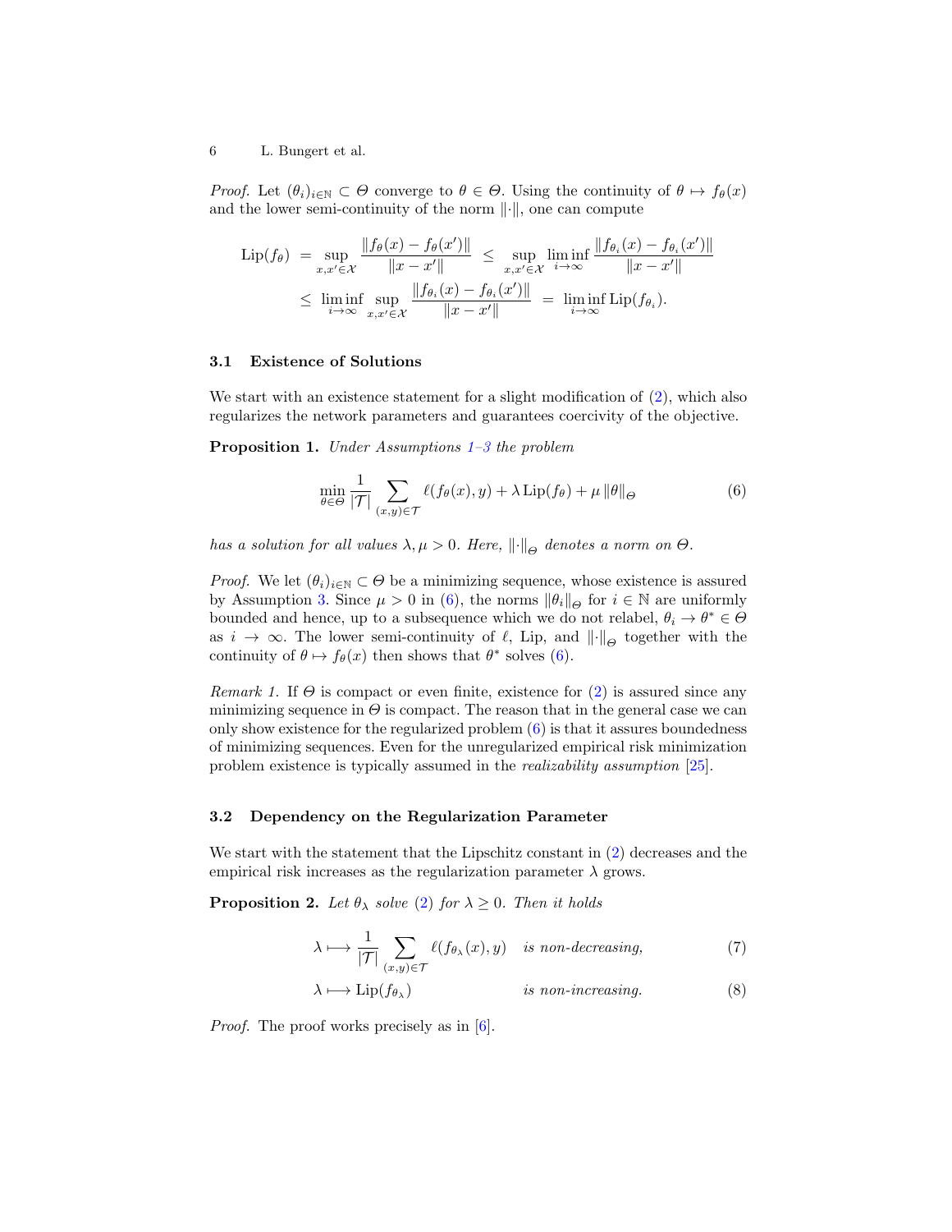*Proof.* Let $(\theta_i)_{i\in\mathbb{N}} \subset \Theta$ converge to $\theta \in \Theta$. Using the continuity of $\theta \mapsto f_\theta(x)$ and the lower semi-continuity of the norm $\|\cdot\|$, one can compute

$$
\begin{aligned}
\mathrm{Lip}(f_\theta) &= \sup_{x,x'\in\mathcal{X}} \frac{\|f_\theta(x) - f_\theta(x')\|}{\|x - x'\|} \leq \sup_{x,x'\in\mathcal{X}} \liminf_{i\to\infty} \frac{\|f_{\theta_i}(x) - f_{\theta_i}(x')\|}{\|x - x'\|} \\
&\leq \liminf_{i\to\infty} \sup_{x,x'\in\mathcal{X}} \frac{\|f_{\theta_i}(x) - f_{\theta_i}(x')\|}{\|x - x'\|} = \liminf_{i\to\infty} \mathrm{Lip}(f_{\theta_i}).
\end{aligned}
$$

### 3.1 Existence of Solutions

We start with an existence statement for a slight modification of (2), which also regularizes the network parameters and guarantees coercivity of the objective.

**Proposition 1.** *Under Assumptions 1–3 the problem*

$$
\min_{\theta\in\Theta} \frac{1}{|\mathcal{T}|} \sum_{(x,y)\in\mathcal{T}} \ell(f_\theta(x), y) + \lambda \, \mathrm{Lip}(f_\theta) + \mu \|\theta\|_\Theta \tag{6}
$$

*has a solution for all values $\lambda, \mu > 0$. Here, $\|\cdot\|_\Theta$ denotes a norm on $\Theta$.*

*Proof.* We let $(\theta_i)_{i\in\mathbb{N}} \subset \Theta$ be a minimizing sequence, whose existence is assured by Assumption 3. Since $\mu > 0$ in (6), the norms $\|\theta_i\|_\Theta$ for $i \in \mathbb{N}$ are uniformly bounded and hence, up to a subsequence which we do not relabel, $\theta_i \to \theta^* \in \Theta$ as $i \to \infty$. The lower semi-continuity of $\ell$, Lip, and $\|\cdot\|_\Theta$ together with the continuity of $\theta \mapsto f_\theta(x)$ then shows that $\theta^*$ solves (6).

*Remark 1.* If $\Theta$ is compact or even finite, existence for (2) is assured since any minimizing sequence in $\Theta$ is compact. The reason that in the general case we can only show existence for the regularized problem (6) is that it assures boundedness of minimizing sequences. Even for the unregularized empirical risk minimization problem existence is typically assumed in the *realizability assumption* [25].

### 3.2 Dependency on the Regularization Parameter

We start with the statement that the Lipschitz constant in (2) decreases and the empirical risk increases as the regularization parameter $\lambda$ grows.

**Proposition 2.** *Let $\theta_\lambda$ solve (2) for $\lambda \geq 0$. Then it holds*

$$
\lambda \longmapsto \frac{1}{|\mathcal{T}|} \sum_{(x,y)\in\mathcal{T}} \ell(f_{\theta_\lambda}(x), y) \quad \textit{is non-decreasing,} \tag{7}
$$

$$
\lambda \longmapsto \mathrm{Lip}(f_{\theta_\lambda}) \qquad\qquad\qquad \textit{is non-increasing.} \tag{8}
$$

*Proof.* The proof works precisely as in [6].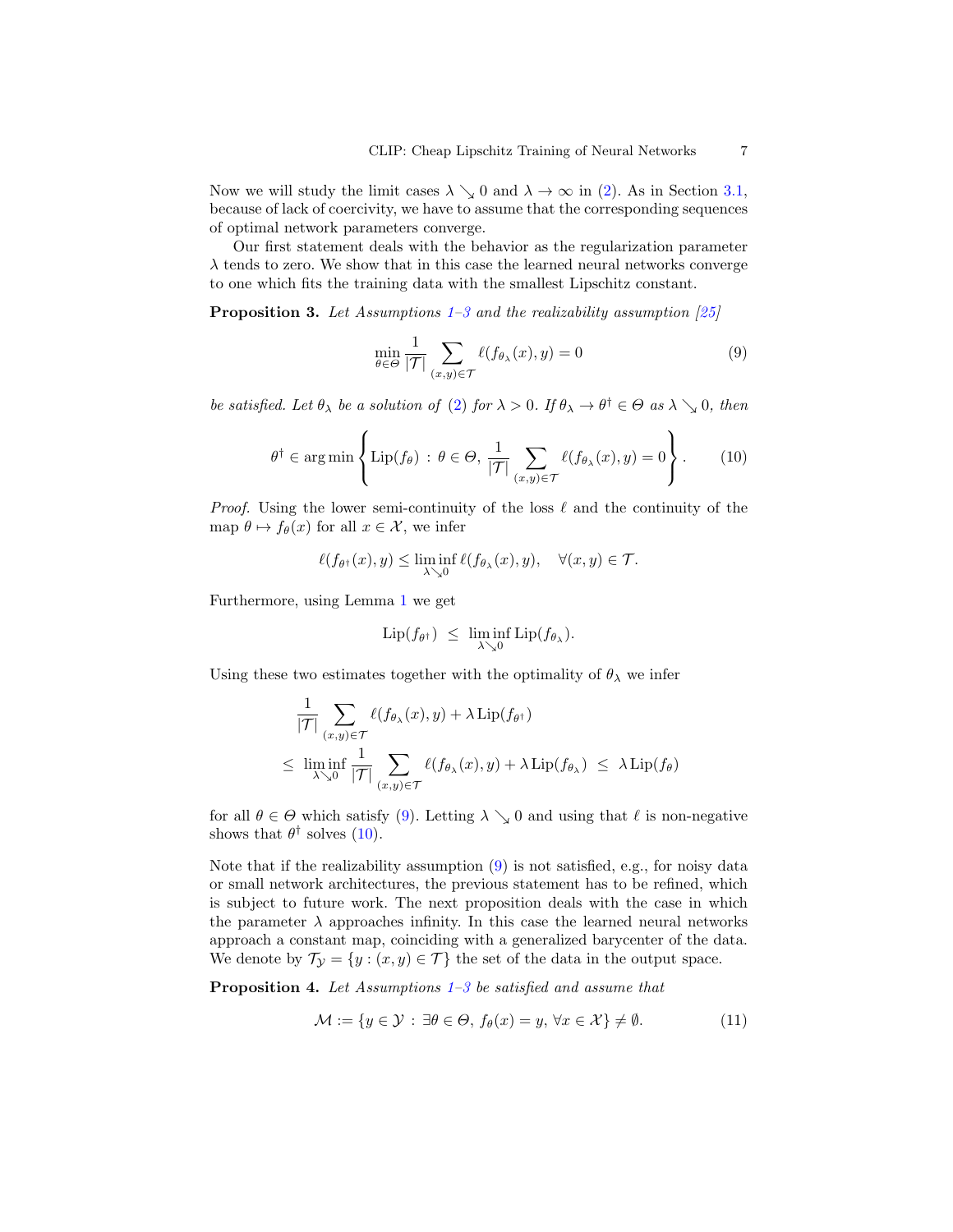Now we will study the limit cases $\lambda \searrow 0$ and $\lambda \to \infty$ in (2). As in Section 3.1, because of lack of coercivity, we have to assume that the corresponding sequences of optimal network parameters converge.

Our first statement deals with the behavior as the regularization parameter $\lambda$ tends to zero. We show that in this case the learned neural networks converge to one which fits the training data with the smallest Lipschitz constant.

**Proposition 3.** *Let Assumptions 1–3 and the realizability assumption [25]*

$$\min_{\theta \in \Theta} \frac{1}{|\mathcal{T}|} \sum_{(x,y)\in\mathcal{T}} \ell(f_{\theta_\lambda}(x), y) = 0 \tag{9}$$

*be satisfied. Let $\theta_\lambda$ be a solution of (2) for $\lambda > 0$. If $\theta_\lambda \to \theta^\dagger \in \Theta$ as $\lambda \searrow 0$, then*

$$\theta^\dagger \in \arg\min \left\{ \operatorname{Lip}(f_\theta) \,:\, \theta \in \Theta,\, \frac{1}{|\mathcal{T}|} \sum_{(x,y)\in\mathcal{T}} \ell(f_{\theta_\lambda}(x), y) = 0 \right\}. \tag{10}$$

*Proof.* Using the lower semi-continuity of the loss $\ell$ and the continuity of the map $\theta \mapsto f_\theta(x)$ for all $x \in \mathcal{X}$, we infer

$$\ell(f_{\theta^\dagger}(x), y) \leq \liminf_{\lambda \searrow 0} \ell(f_{\theta_\lambda}(x), y), \quad \forall (x,y) \in \mathcal{T}.$$

Furthermore, using Lemma 1 we get

$$\operatorname{Lip}(f_{\theta^\dagger}) \;\leq\; \liminf_{\lambda \searrow 0} \operatorname{Lip}(f_{\theta_\lambda}).$$

Using these two estimates together with the optimality of $\theta_\lambda$ we infer

$$\begin{aligned}
&\frac{1}{|\mathcal{T}|} \sum_{(x,y)\in\mathcal{T}} \ell(f_{\theta_\lambda}(x), y) + \lambda \operatorname{Lip}(f_{\theta^\dagger}) \\
&\leq\; \liminf_{\lambda \searrow 0} \frac{1}{|\mathcal{T}|} \sum_{(x,y)\in\mathcal{T}} \ell(f_{\theta_\lambda}(x), y) + \lambda \operatorname{Lip}(f_{\theta_\lambda}) \;\leq\; \lambda \operatorname{Lip}(f_\theta)
\end{aligned}$$

for all $\theta \in \Theta$ which satisfy (9). Letting $\lambda \searrow 0$ and using that $\ell$ is non-negative shows that $\theta^\dagger$ solves (10).

Note that if the realizability assumption (9) is not satisfied, e.g., for noisy data or small network architectures, the previous statement has to be refined, which is subject to future work. The next proposition deals with the case in which the parameter $\lambda$ approaches infinity. In this case the learned neural networks approach a constant map, coinciding with a generalized barycenter of the data. We denote by $\mathcal{T}_\mathcal{Y} = \{y : (x,y) \in \mathcal{T}\}$ the set of the data in the output space.

**Proposition 4.** *Let Assumptions 1–3 be satisfied and assume that*

$$\mathcal{M} := \{y \in \mathcal{Y} \,:\, \exists \theta \in \Theta,\, f_\theta(x) = y,\, \forall x \in \mathcal{X}\} \neq \emptyset. \tag{11}$$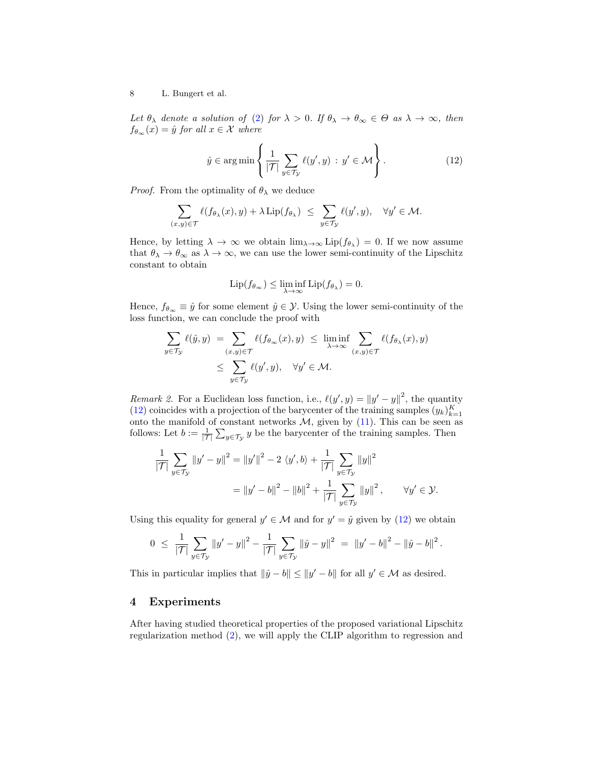*Let $\theta_\lambda$ denote a solution of (2) for $\lambda > 0$. If $\theta_\lambda \to \theta_\infty \in \Theta$ as $\lambda \to \infty$, then $f_{\theta_\infty}(x) = \hat{y}$ for all $x \in \mathcal{X}$ where*

$$\hat{y} \in \arg\min \left\{ \frac{1}{|\mathcal{T}|} \sum_{y \in \mathcal{T}_\mathcal{Y}} \ell(y', y) \, : \, y' \in \mathcal{M} \right\}. \tag{12}$$

*Proof.* From the optimality of $\theta_\lambda$ we deduce

$$\sum_{(x,y)\in\mathcal{T}} \ell(f_{\theta_\lambda}(x), y) + \lambda \, \mathrm{Lip}(f_{\theta_\lambda}) \; \leq \; \sum_{y \in \mathcal{T}_\mathcal{Y}} \ell(y', y), \quad \forall y' \in \mathcal{M}.$$

Hence, by letting $\lambda \to \infty$ we obtain $\lim_{\lambda\to\infty} \mathrm{Lip}(f_{\theta_\lambda}) = 0$. If we now assume that $\theta_\lambda \to \theta_\infty$ as $\lambda \to \infty$, we can use the lower semi-continuity of the Lipschitz constant to obtain

$$\mathrm{Lip}(f_{\theta_\infty}) \leq \liminf_{\lambda\to\infty} \mathrm{Lip}(f_{\theta_\lambda}) = 0.$$

Hence, $f_{\theta_\infty} \equiv \hat{y}$ for some element $\hat{y} \in \mathcal{Y}$. Using the lower semi-continuity of the loss function, we can conclude the proof with

$$\begin{aligned}
\sum_{y \in \mathcal{T}_\mathcal{Y}} \ell(\hat{y}, y) \; &= \sum_{(x,y)\in\mathcal{T}} \ell(f_{\theta_\infty}(x), y) \; \leq \; \liminf_{\lambda\to\infty} \sum_{(x,y)\in\mathcal{T}} \ell(f_{\theta_\lambda}(x), y) \\
&\leq \; \sum_{y \in \mathcal{T}_\mathcal{Y}} \ell(y', y), \quad \forall y' \in \mathcal{M}.
\end{aligned}$$

*Remark 2.* For a Euclidean loss function, i.e., $\ell(y', y) = \|y' - y\|^2$, the quantity (12) coincides with a projection of the barycenter of the training samples $(y_k)_{k=1}^K$ onto the manifold of constant networks $\mathcal{M}$, given by (11). This can be seen as follows: Let $b := \frac{1}{|\mathcal{T}|} \sum_{y \in \mathcal{T}_\mathcal{Y}} y$ be the barycenter of the training samples. Then

$$\begin{aligned}
\frac{1}{|\mathcal{T}|} \sum_{y \in \mathcal{T}_\mathcal{Y}} \|y' - y\|^2 &= \|y'\|^2 - 2 \, \langle y', b \rangle + \frac{1}{|\mathcal{T}|} \sum_{y \in \mathcal{T}_\mathcal{Y}} \|y\|^2 \\
&= \|y' - b\|^2 - \|b\|^2 + \frac{1}{|\mathcal{T}|} \sum_{y \in \mathcal{T}_\mathcal{Y}} \|y\|^2, \qquad \forall y' \in \mathcal{Y}.
\end{aligned}$$

Using this equality for general $y' \in \mathcal{M}$ and for $y' = \hat{y}$ given by (12) we obtain

$$0 \; \leq \; \frac{1}{|\mathcal{T}|} \sum_{y \in \mathcal{T}_\mathcal{Y}} \|y' - y\|^2 - \frac{1}{|\mathcal{T}|} \sum_{y \in \mathcal{T}_\mathcal{Y}} \|\hat{y} - y\|^2 \; = \; \|y' - b\|^2 - \|\hat{y} - b\|^2.$$

This in particular implies that $\|\hat{y} - b\| \leq \|y' - b\|$ for all $y' \in \mathcal{M}$ as desired.

## 4 Experiments

After having studied theoretical properties of the proposed variational Lipschitz regularization method (2), we will apply the CLIP algorithm to regression and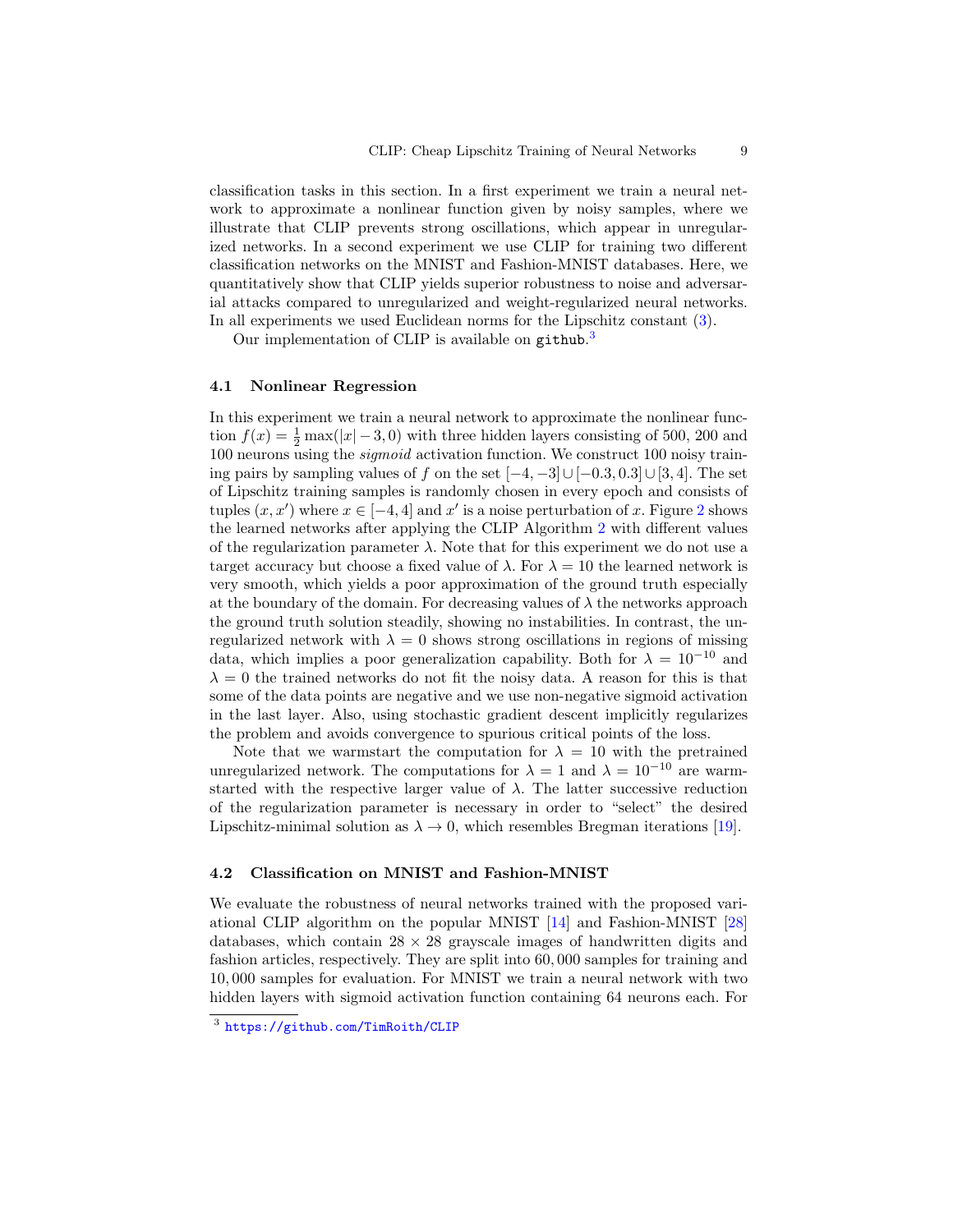classification tasks in this section. In a first experiment we train a neural network to approximate a nonlinear function given by noisy samples, where we illustrate that CLIP prevents strong oscillations, which appear in unregularized networks. In a second experiment we use CLIP for training two different classification networks on the MNIST and Fashion-MNIST databases. Here, we quantitatively show that CLIP yields superior robustness to noise and adversarial attacks compared to unregularized and weight-regularized neural networks. In all experiments we used Euclidean norms for the Lipschitz constant (3).

Our implementation of CLIP is available on `github`.[3]

### 4.1 Nonlinear Regression

In this experiment we train a neural network to approximate the nonlinear function $f(x) = \frac{1}{2}\max(|x| - 3, 0)$ with three hidden layers consisting of 500, 200 and 100 neurons using the *sigmoid* activation function. We construct 100 noisy training pairs by sampling values of $f$ on the set $[-4, -3] \cup [-0.3, 0.3] \cup [3, 4]$. The set of Lipschitz training samples is randomly chosen in every epoch and consists of tuples $(x, x')$ where $x \in [-4, 4]$ and $x'$ is a noise perturbation of $x$. Figure 2 shows the learned networks after applying the CLIP Algorithm 2 with different values of the regularization parameter $\lambda$. Note that for this experiment we do not use a target accuracy but choose a fixed value of $\lambda$. For $\lambda = 10$ the learned network is very smooth, which yields a poor approximation of the ground truth especially at the boundary of the domain. For decreasing values of $\lambda$ the networks approach the ground truth solution steadily, showing no instabilities. In contrast, the unregularized network with $\lambda = 0$ shows strong oscillations in regions of missing data, which implies a poor generalization capability. Both for $\lambda = 10^{-10}$ and $\lambda = 0$ the trained networks do not fit the noisy data. A reason for this is that some of the data points are negative and we use non-negative sigmoid activation in the last layer. Also, using stochastic gradient descent implicitly regularizes the problem and avoids convergence to spurious critical points of the loss.

Note that we warmstart the computation for $\lambda = 10$ with the pretrained unregularized network. The computations for $\lambda = 1$ and $\lambda = 10^{-10}$ are warmstarted with the respective larger value of $\lambda$. The latter successive reduction of the regularization parameter is necessary in order to "select" the desired Lipschitz-minimal solution as $\lambda \to 0$, which resembles Bregman iterations [19].

### 4.2 Classification on MNIST and Fashion-MNIST

We evaluate the robustness of neural networks trained with the proposed variational CLIP algorithm on the popular MNIST [14] and Fashion-MNIST [28] databases, which contain $28 \times 28$ grayscale images of handwritten digits and fashion articles, respectively. They are split into 60,000 samples for training and 10,000 samples for evaluation. For MNIST we train a neural network with two hidden layers with sigmoid activation function containing 64 neurons each. For

[3] https://github.com/TimRoith/CLIP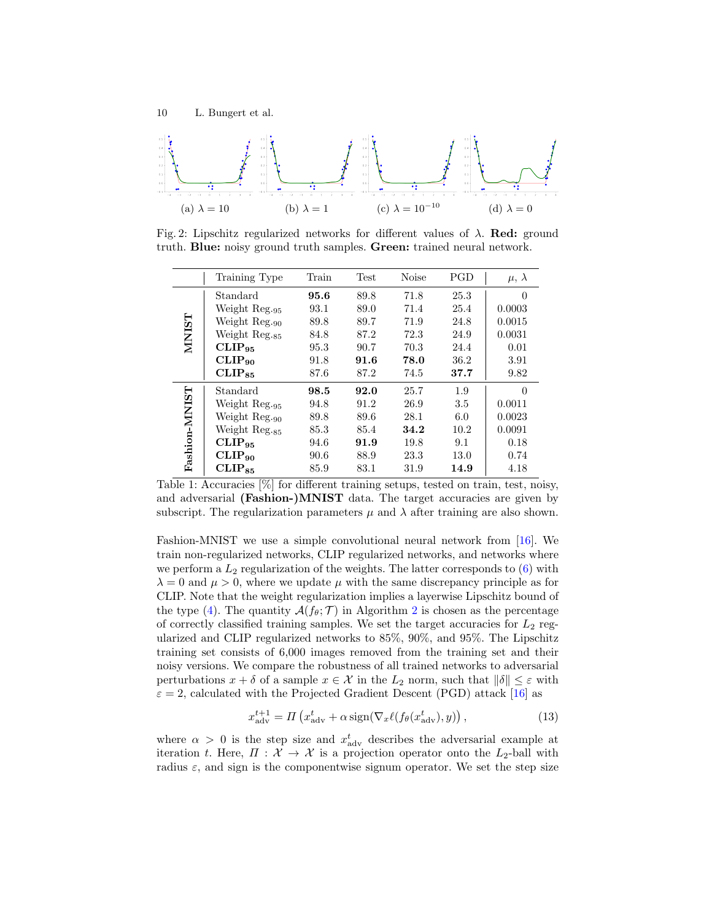(a) $\lambda = 10$ (b) $\lambda = 1$ (c) $\lambda = 10^{-10}$ (d) $\lambda = 0$

Fig. 2: Lipschitz regularized networks for different values of $\lambda$. **Red:** ground truth. **Blue:** noisy ground truth samples. **Green:** trained neural network.

| | Training Type | Train | Test | Noise | PGD | $\mu$, $\lambda$ |
|---|---|---|---|---|---|---|
| **MNIST** | Standard | **95.6** | 89.8 | 71.8 | 25.3 | 0 |
| | Weight Reg.$_{95}$ | 93.1 | 89.0 | 71.4 | 25.4 | 0.0003 |
| | Weight Reg.$_{90}$ | 89.8 | 89.7 | 71.9 | 24.8 | 0.0015 |
| | Weight Reg.$_{85}$ | 84.8 | 87.2 | 72.3 | 24.9 | 0.0031 |
| | **CLIP$_{95}$** | 95.3 | 90.7 | 70.3 | 24.4 | 0.01 |
| | **CLIP$_{90}$** | 91.8 | **91.6** | **78.0** | 36.2 | 3.91 |
| | **CLIP$_{85}$** | 87.6 | 87.2 | 74.5 | **37.7** | 9.82 |
| **Fashion-MNIST** | Standard | **98.5** | **92.0** | 25.7 | 1.9 | 0 |
| | Weight Reg.$_{95}$ | 94.8 | 91.2 | 26.9 | 3.5 | 0.0011 |
| | Weight Reg.$_{90}$ | 89.8 | 89.6 | 28.1 | 6.0 | 0.0023 |
| | Weight Reg.$_{85}$ | 85.3 | 85.4 | **34.2** | 10.2 | 0.0091 |
| | **CLIP$_{95}$** | 94.6 | **91.9** | 19.8 | 9.1 | 0.18 |
| | **CLIP$_{90}$** | 90.6 | 88.9 | 23.3 | 13.0 | 0.74 |
| | **CLIP$_{85}$** | 85.9 | 83.1 | 31.9 | **14.9** | 4.18 |

Table 1: Accuracies [%] for different training setups, tested on train, test, noisy, and adversarial **(Fashion-)MNIST** data. The target accuracies are given by subscript. The regularization parameters $\mu$ and $\lambda$ after training are also shown.

Fashion-MNIST we use a simple convolutional neural network from [16]. We train non-regularized networks, CLIP regularized networks, and networks where we perform a $L_2$ regularization of the weights. The latter corresponds to (6) with $\lambda = 0$ and $\mu > 0$, where we update $\mu$ with the same discrepancy principle as for CLIP. Note that the weight regularization implies a layerwise Lipschitz bound of the type (4). The quantity $\mathcal{A}(f_\theta; \mathcal{T})$ in Algorithm 2 is chosen as the percentage of correctly classified training samples. We set the target accuracies for $L_2$ regularized and CLIP regularized networks to 85%, 90%, and 95%. The Lipschitz training set consists of 6,000 images removed from the training set and their noisy versions. We compare the robustness of all trained networks to adversarial perturbations $x + \delta$ of a sample $x \in \mathcal{X}$ in the $L_2$ norm, such that $\|\delta\| \leq \varepsilon$ with $\varepsilon = 2$, calculated with the Projected Gradient Descent (PGD) attack [16] as

$$x_{\text{adv}}^{t+1} = \Pi \left( x_{\text{adv}}^t + \alpha \, \text{sign}(\nabla_x \ell(f_\theta(x_{\text{adv}}^t), y)) \right), \tag{13}$$

where $\alpha > 0$ is the step size and $x_{\text{adv}}^t$ describes the adversarial example at iteration $t$. Here, $\Pi : \mathcal{X} \to \mathcal{X}$ is a projection operator onto the $L_2$-ball with radius $\varepsilon$, and sign is the componentwise signum operator. We set the step size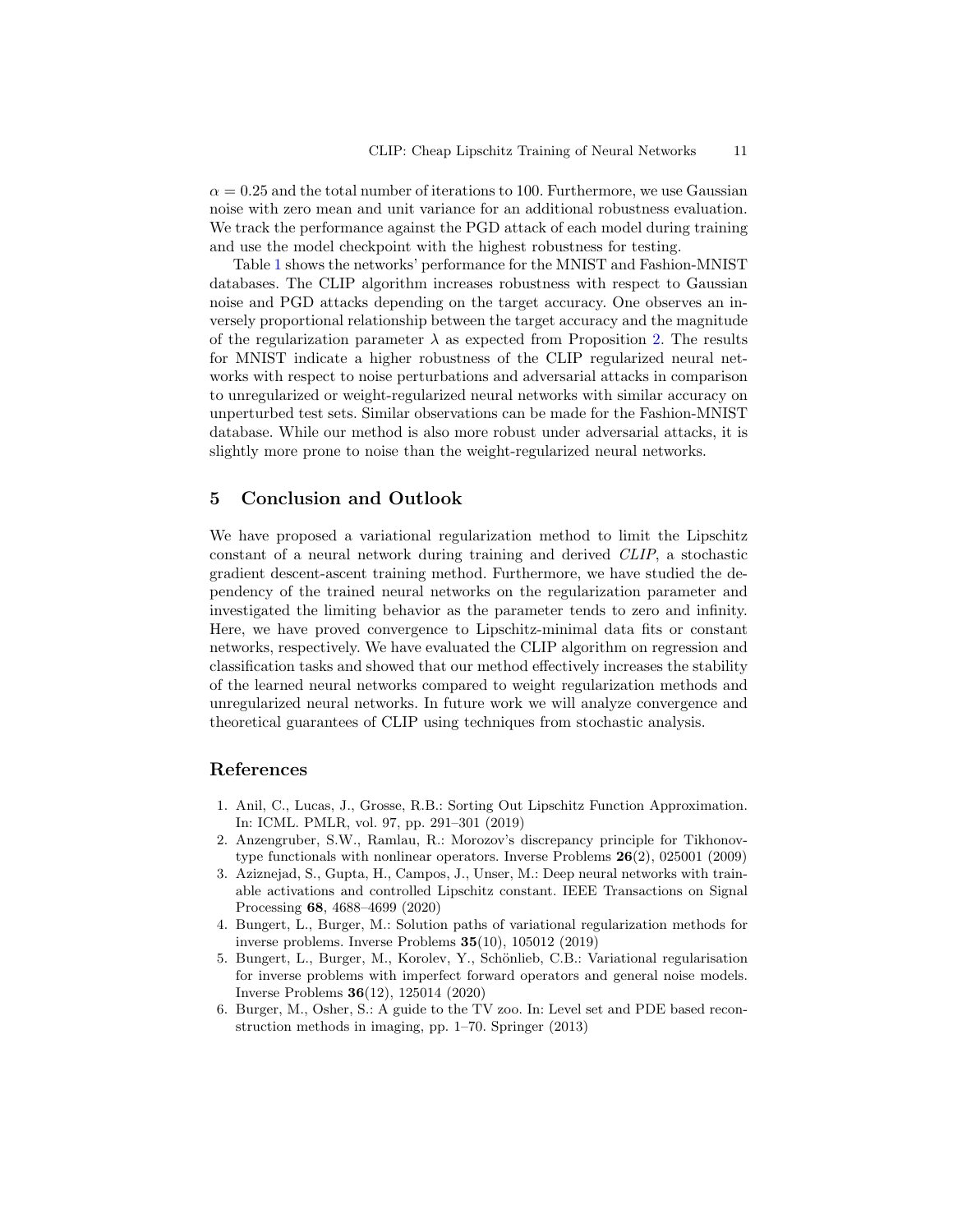$\alpha = 0.25$ and the total number of iterations to 100. Furthermore, we use Gaussian noise with zero mean and unit variance for an additional robustness evaluation. We track the performance against the PGD attack of each model during training and use the model checkpoint with the highest robustness for testing.

Table 1 shows the networks' performance for the MNIST and Fashion-MNIST databases. The CLIP algorithm increases robustness with respect to Gaussian noise and PGD attacks depending on the target accuracy. One observes an inversely proportional relationship between the target accuracy and the magnitude of the regularization parameter $\lambda$ as expected from Proposition 2. The results for MNIST indicate a higher robustness of the CLIP regularized neural networks with respect to noise perturbations and adversarial attacks in comparison to unregularized or weight-regularized neural networks with similar accuracy on unperturbed test sets. Similar observations can be made for the Fashion-MNIST database. While our method is also more robust under adversarial attacks, it is slightly more prone to noise than the weight-regularized neural networks.

## 5 Conclusion and Outlook

We have proposed a variational regularization method to limit the Lipschitz constant of a neural network during training and derived *CLIP*, a stochastic gradient descent-ascent training method. Furthermore, we have studied the dependency of the trained neural networks on the regularization parameter and investigated the limiting behavior as the parameter tends to zero and infinity. Here, we have proved convergence to Lipschitz-minimal data fits or constant networks, respectively. We have evaluated the CLIP algorithm on regression and classification tasks and showed that our method effectively increases the stability of the learned neural networks compared to weight regularization methods and unregularized neural networks. In future work we will analyze convergence and theoretical guarantees of CLIP using techniques from stochastic analysis.

## References

1. Anil, C., Lucas, J., Grosse, R.B.: Sorting Out Lipschitz Function Approximation. In: ICML. PMLR, vol. 97, pp. 291–301 (2019)
2. Anzengruber, S.W., Ramlau, R.: Morozov's discrepancy principle for Tikhonov-type functionals with nonlinear operators. Inverse Problems **26**(2), 025001 (2009)
3. Aziznejad, S., Gupta, H., Campos, J., Unser, M.: Deep neural networks with trainable activations and controlled Lipschitz constant. IEEE Transactions on Signal Processing **68**, 4688–4699 (2020)
4. Bungert, L., Burger, M.: Solution paths of variational regularization methods for inverse problems. Inverse Problems **35**(10), 105012 (2019)
5. Bungert, L., Burger, M., Korolev, Y., Schönlieb, C.B.: Variational regularisation for inverse problems with imperfect forward operators and general noise models. Inverse Problems **36**(12), 125014 (2020)
6. Burger, M., Osher, S.: A guide to the TV zoo. In: Level set and PDE based reconstruction methods in imaging, pp. 1–70. Springer (2013)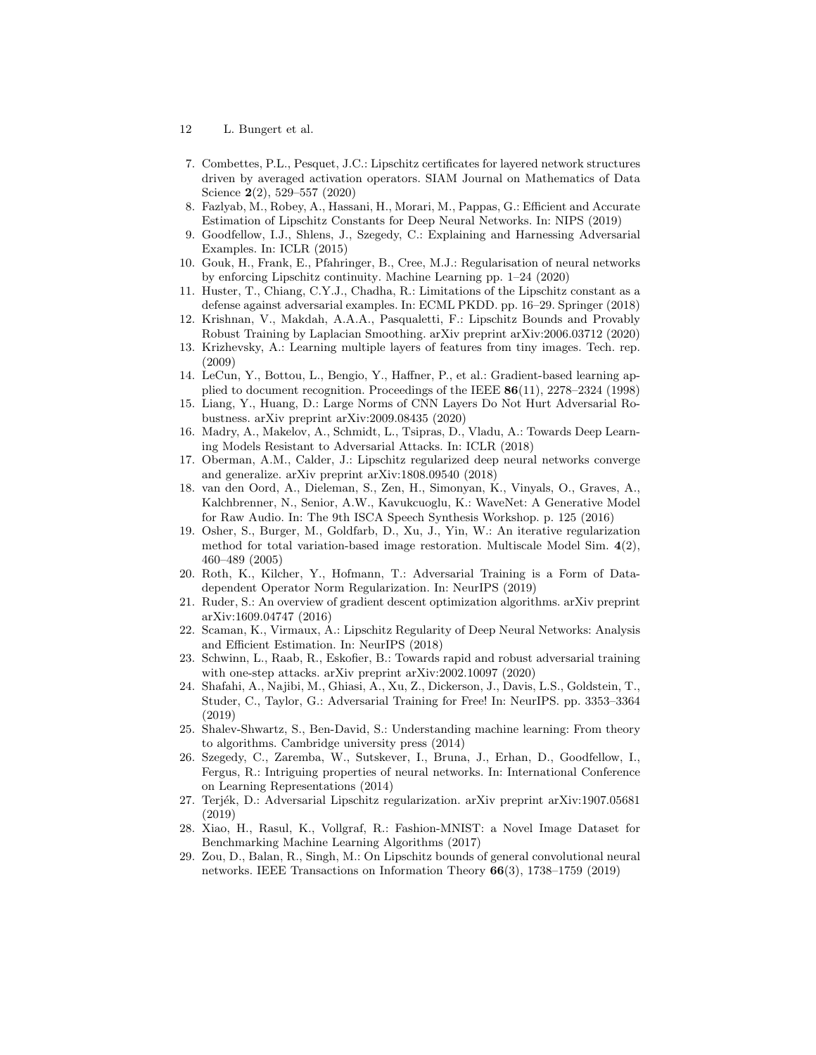7. Combettes, P.L., Pesquet, J.C.: Lipschitz certificates for layered network structures driven by averaged activation operators. SIAM Journal on Mathematics of Data Science **2**(2), 529–557 (2020)
8. Fazlyab, M., Robey, A., Hassani, H., Morari, M., Pappas, G.: Efficient and Accurate Estimation of Lipschitz Constants for Deep Neural Networks. In: NIPS (2019)
9. Goodfellow, I.J., Shlens, J., Szegedy, C.: Explaining and Harnessing Adversarial Examples. In: ICLR (2015)
10. Gouk, H., Frank, E., Pfahringer, B., Cree, M.J.: Regularisation of neural networks by enforcing Lipschitz continuity. Machine Learning pp. 1–24 (2020)
11. Huster, T., Chiang, C.Y.J., Chadha, R.: Limitations of the Lipschitz constant as a defense against adversarial examples. In: ECML PKDD. pp. 16–29. Springer (2018)
12. Krishnan, V., Makdah, A.A.A., Pasqualetti, F.: Lipschitz Bounds and Provably Robust Training by Laplacian Smoothing. arXiv preprint arXiv:2006.03712 (2020)
13. Krizhevsky, A.: Learning multiple layers of features from tiny images. Tech. rep. (2009)
14. LeCun, Y., Bottou, L., Bengio, Y., Haffner, P., et al.: Gradient-based learning applied to document recognition. Proceedings of the IEEE **86**(11), 2278–2324 (1998)
15. Liang, Y., Huang, D.: Large Norms of CNN Layers Do Not Hurt Adversarial Robustness. arXiv preprint arXiv:2009.08435 (2020)
16. Madry, A., Makelov, A., Schmidt, L., Tsipras, D., Vladu, A.: Towards Deep Learning Models Resistant to Adversarial Attacks. In: ICLR (2018)
17. Oberman, A.M., Calder, J.: Lipschitz regularized deep neural networks converge and generalize. arXiv preprint arXiv:1808.09540 (2018)
18. van den Oord, A., Dieleman, S., Zen, H., Simonyan, K., Vinyals, O., Graves, A., Kalchbrenner, N., Senior, A.W., Kavukcuoglu, K.: WaveNet: A Generative Model for Raw Audio. In: The 9th ISCA Speech Synthesis Workshop. p. 125 (2016)
19. Osher, S., Burger, M., Goldfarb, D., Xu, J., Yin, W.: An iterative regularization method for total variation-based image restoration. Multiscale Model Sim. **4**(2), 460–489 (2005)
20. Roth, K., Kilcher, Y., Hofmann, T.: Adversarial Training is a Form of Data-dependent Operator Norm Regularization. In: NeurIPS (2019)
21. Ruder, S.: An overview of gradient descent optimization algorithms. arXiv preprint arXiv:1609.04747 (2016)
22. Scaman, K., Virmaux, A.: Lipschitz Regularity of Deep Neural Networks: Analysis and Efficient Estimation. In: NeurIPS (2018)
23. Schwinn, L., Raab, R., Eskofier, B.: Towards rapid and robust adversarial training with one-step attacks. arXiv preprint arXiv:2002.10097 (2020)
24. Shafahi, A., Najibi, M., Ghiasi, A., Xu, Z., Dickerson, J., Davis, L.S., Goldstein, T., Studer, C., Taylor, G.: Adversarial Training for Free! In: NeurIPS. pp. 3353–3364 (2019)
25. Shalev-Shwartz, S., Ben-David, S.: Understanding machine learning: From theory to algorithms. Cambridge university press (2014)
26. Szegedy, C., Zaremba, W., Sutskever, I., Bruna, J., Erhan, D., Goodfellow, I., Fergus, R.: Intriguing properties of neural networks. In: International Conference on Learning Representations (2014)
27. Terjék, D.: Adversarial Lipschitz regularization. arXiv preprint arXiv:1907.05681 (2019)
28. Xiao, H., Rasul, K., Vollgraf, R.: Fashion-MNIST: a Novel Image Dataset for Benchmarking Machine Learning Algorithms (2017)
29. Zou, D., Balan, R., Singh, M.: On Lipschitz bounds of general convolutional neural networks. IEEE Transactions on Information Theory **66**(3), 1738–1759 (2019)